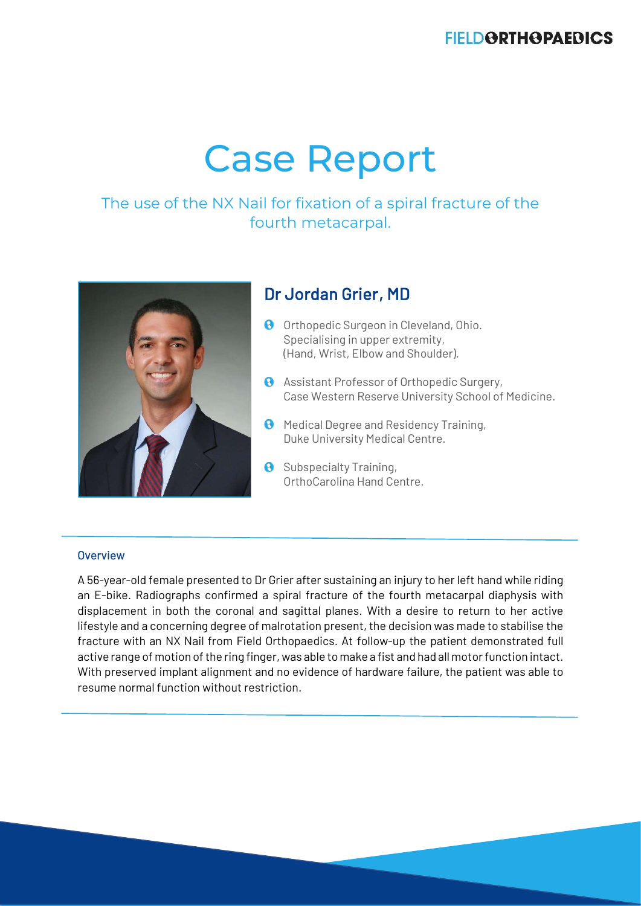# Case Report

## The use of the NX Nail for fixation of a spiral fracture of the fourth metacarpal.

### Dr Jordan Grier, MD

- Orthopedic Surgeon in Cleveland, Ohio. Specialising in upper extremity, (Hand, Wrist, Elbow and Shoulder).
- Assistant Professor of Orthopedic Surgery, Case Western Reserve University School of Medicine.
- Medical Degree and Residency Training, Duke University Medical Centre.
- Subspecialty Training, OrthoCarolina Hand Centre.

---

### Overview

A 56-year-old female presented to Dr Grier after sustaining an injury to her left hand while riding an E-bike. Radiographs confirmed a spiral fracture of the fourth metacarpal diaphysis with displacement in both the coronal and sagittal planes. With a desire to return to her active lifestyle and a concerning degree of malrotation present, the decision was made to stabilise the fracture with an NX Nail from Field Orthopaedics. At follow-up the patient demonstrated full active range of motion of the ring finger, was able to make a fist and had all motor function intact. With preserved implant alignment and no evidence of hardware failure, the patient was able to resume normal function without restriction.

---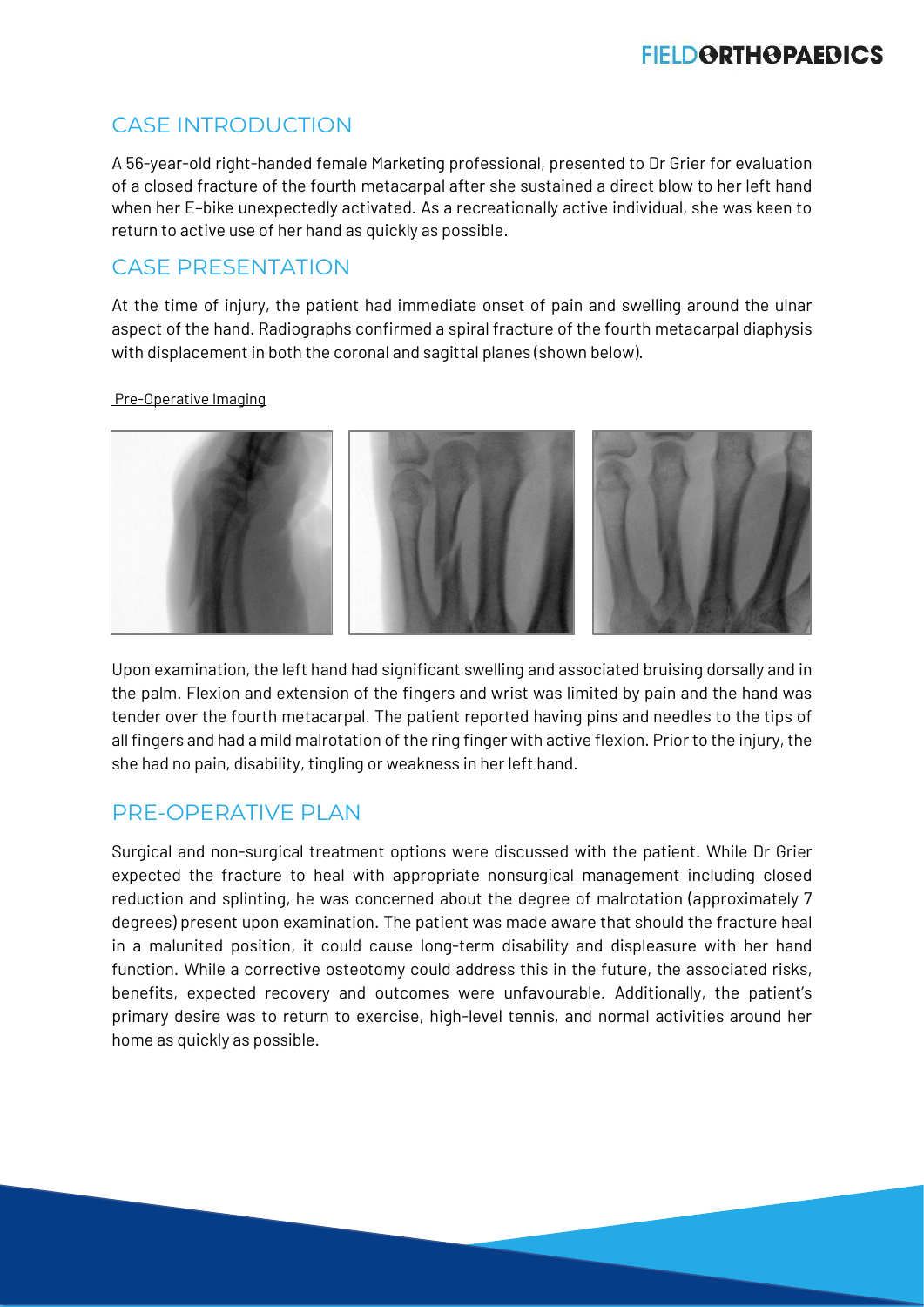## CASE INTRODUCTION

A 56-year-old right-handed female Marketing professional, presented to Dr Grier for evaluation of a closed fracture of the fourth metacarpal after she sustained a direct blow to her left hand when her E-bike unexpectedly activated. As a recreationally active individual, she was keen to return to active use of her hand as quickly as possible.

## CASE PRESENTATION

At the time of injury, the patient had immediate onset of pain and swelling around the ulnar aspect of the hand. Radiographs confirmed a spiral fracture of the fourth metacarpal diaphysis with displacement in both the coronal and sagittal planes (shown below).

Pre-Operative Imaging

Upon examination, the left hand had significant swelling and associated bruising dorsally and in the palm. Flexion and extension of the fingers and wrist was limited by pain and the hand was tender over the fourth metacarpal. The patient reported having pins and needles to the tips of all fingers and had a mild malrotation of the ring finger with active flexion. Prior to the injury, the she had no pain, disability, tingling or weakness in her left hand.

## PRE-OPERATIVE PLAN

Surgical and non-surgical treatment options were discussed with the patient. While Dr Grier expected the fracture to heal with appropriate nonsurgical management including closed reduction and splinting, he was concerned about the degree of malrotation (approximately 7 degrees) present upon examination. The patient was made aware that should the fracture heal in a malunited position, it could cause long-term disability and displeasure with her hand function. While a corrective osteotomy could address this in the future, the associated risks, benefits, expected recovery and outcomes were unfavourable. Additionally, the patient's primary desire was to return to exercise, high-level tennis, and normal activities around her home as quickly as possible.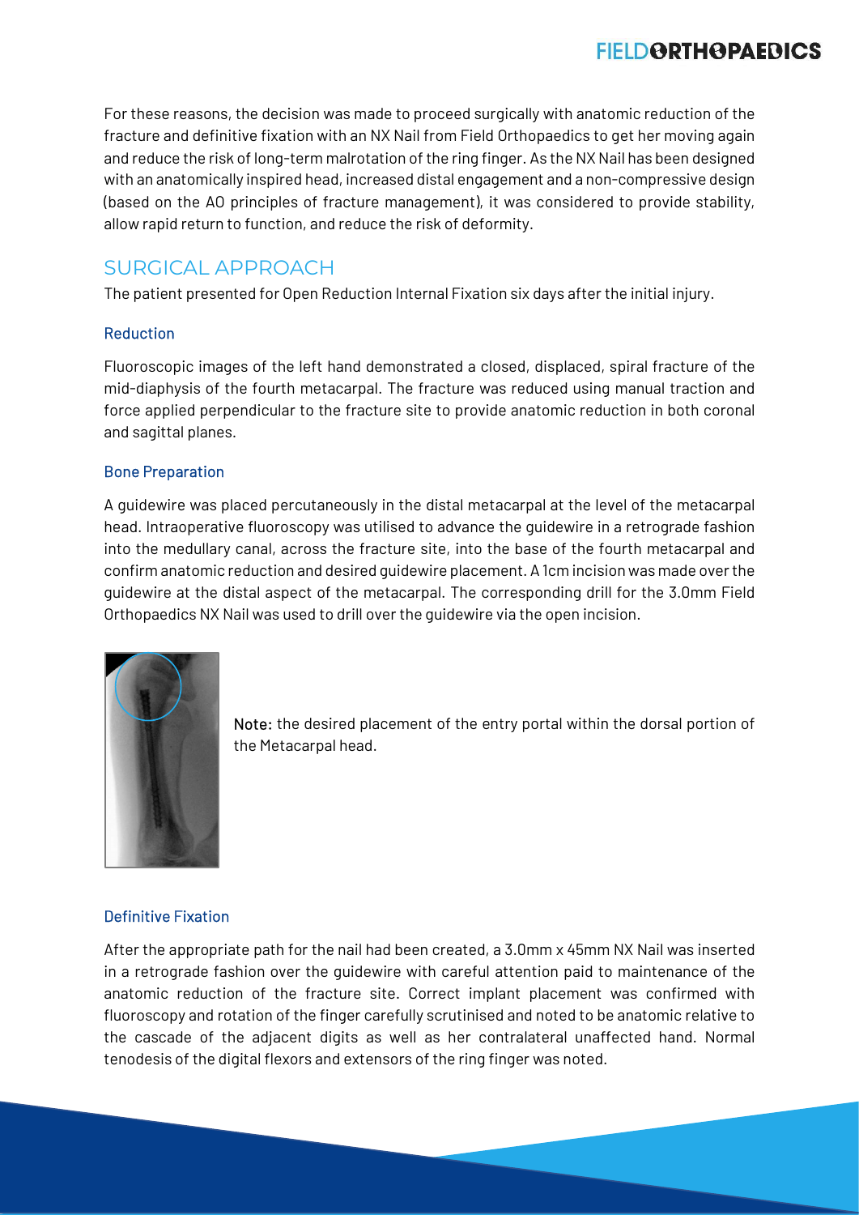For these reasons, the decision was made to proceed surgically with anatomic reduction of the fracture and definitive fixation with an NX Nail from Field Orthopaedics to get her moving again and reduce the risk of long-term malrotation of the ring finger. As the NX Nail has been designed with an anatomically inspired head, increased distal engagement and a non-compressive design (based on the AO principles of fracture management), it was considered to provide stability, allow rapid return to function, and reduce the risk of deformity.

## SURGICAL APPROACH

The patient presented for Open Reduction Internal Fixation six days after the initial injury.

### Reduction

Fluoroscopic images of the left hand demonstrated a closed, displaced, spiral fracture of the mid-diaphysis of the fourth metacarpal. The fracture was reduced using manual traction and force applied perpendicular to the fracture site to provide anatomic reduction in both coronal and sagittal planes.

### Bone Preparation

A guidewire was placed percutaneously in the distal metacarpal at the level of the metacarpal head. Intraoperative fluoroscopy was utilised to advance the guidewire in a retrograde fashion into the medullary canal, across the fracture site, into the base of the fourth metacarpal and confirm anatomic reduction and desired guidewire placement. A 1cm incision was made over the guidewire at the distal aspect of the metacarpal. The corresponding drill for the 3.0mm Field Orthopaedics NX Nail was used to drill over the guidewire via the open incision.

**Note:** the desired placement of the entry portal within the dorsal portion of the Metacarpal head.

### Definitive Fixation

After the appropriate path for the nail had been created, a 3.0mm x 45mm NX Nail was inserted in a retrograde fashion over the guidewire with careful attention paid to maintenance of the anatomic reduction of the fracture site. Correct implant placement was confirmed with fluoroscopy and rotation of the finger carefully scrutinised and noted to be anatomic relative to the cascade of the adjacent digits as well as her contralateral unaffected hand. Normal tenodesis of the digital flexors and extensors of the ring finger was noted.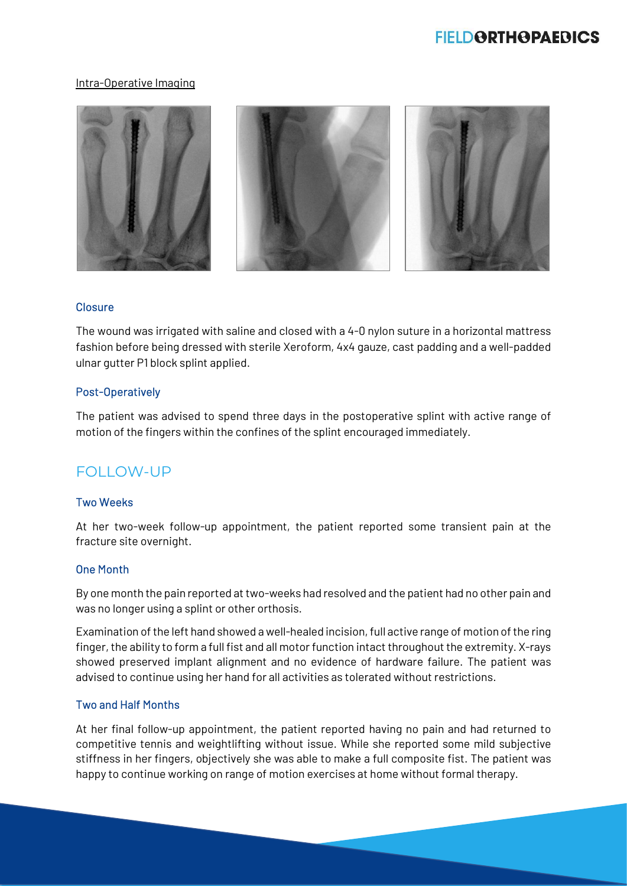Intra-Operative Imaging

### Closure

The wound was irrigated with saline and closed with a 4-0 nylon suture in a horizontal mattress fashion before being dressed with sterile Xeroform, 4x4 gauze, cast padding and a well-padded ulnar gutter P1 block splint applied.

### Post-Operatively

The patient was advised to spend three days in the postoperative splint with active range of motion of the fingers within the confines of the splint encouraged immediately.

## FOLLOW-UP

### Two Weeks

At her two-week follow-up appointment, the patient reported some transient pain at the fracture site overnight.

### One Month

By one month the pain reported at two-weeks had resolved and the patient had no other pain and was no longer using a splint or other orthosis.

Examination of the left hand showed a well-healed incision, full active range of motion of the ring finger, the ability to form a full fist and all motor function intact throughout the extremity. X-rays showed preserved implant alignment and no evidence of hardware failure. The patient was advised to continue using her hand for all activities as tolerated without restrictions.

### Two and Half Months

At her final follow-up appointment, the patient reported having no pain and had returned to competitive tennis and weightlifting without issue. While she reported some mild subjective stiffness in her fingers, objectively she was able to make a full composite fist. The patient was happy to continue working on range of motion exercises at home without formal therapy.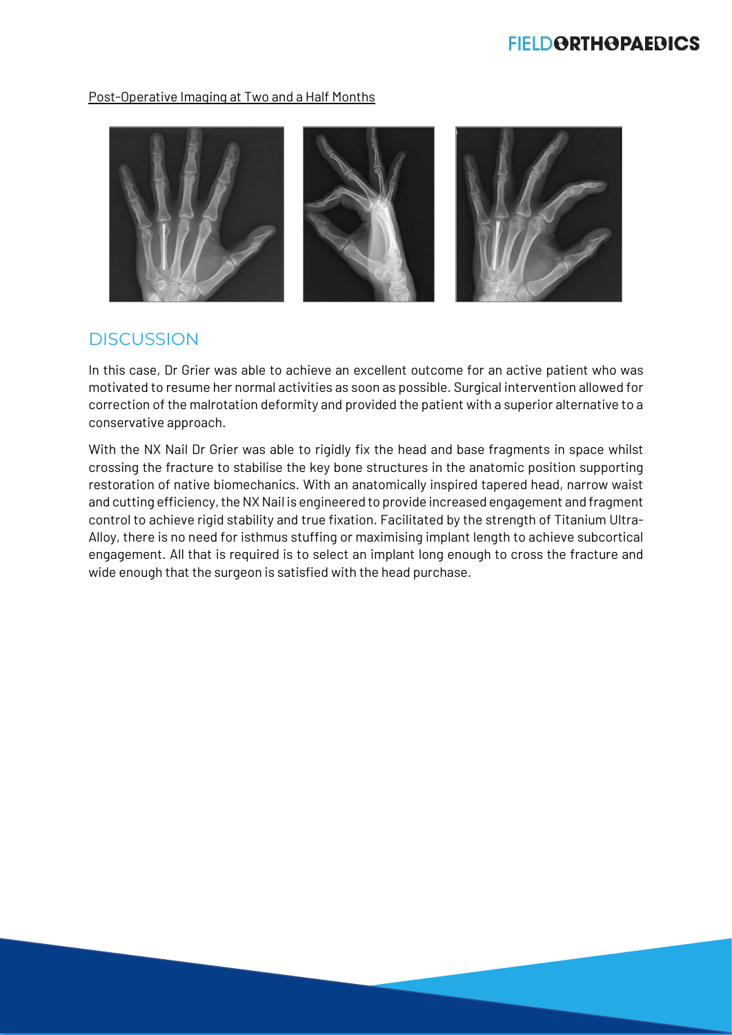Post-Operative Imaging at Two and a Half Months

## DISCUSSION

In this case, Dr Grier was able to achieve an excellent outcome for an active patient who was motivated to resume her normal activities as soon as possible. Surgical intervention allowed for correction of the malrotation deformity and provided the patient with a superior alternative to a conservative approach.

With the NX Nail Dr Grier was able to rigidly fix the head and base fragments in space whilst crossing the fracture to stabilise the key bone structures in the anatomic position supporting restoration of native biomechanics. With an anatomically inspired tapered head, narrow waist and cutting efficiency, the NX Nail is engineered to provide increased engagement and fragment control to achieve rigid stability and true fixation. Facilitated by the strength of Titanium Ultra-Alloy, there is no need for isthmus stuffing or maximising implant length to achieve subcortical engagement. All that is required is to select an implant long enough to cross the fracture and wide enough that the surgeon is satisfied with the head purchase.